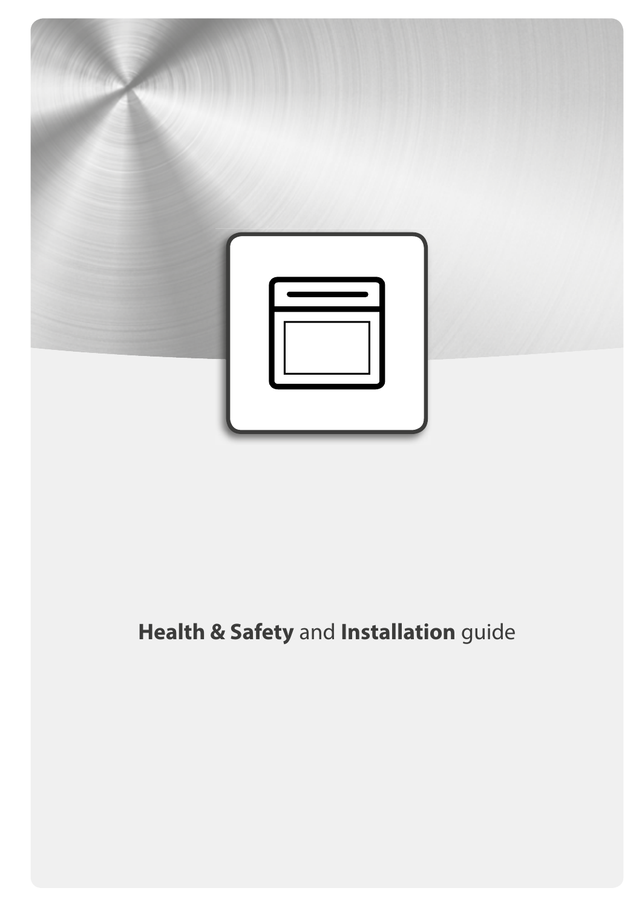**Health & Safety** and **Installation** guide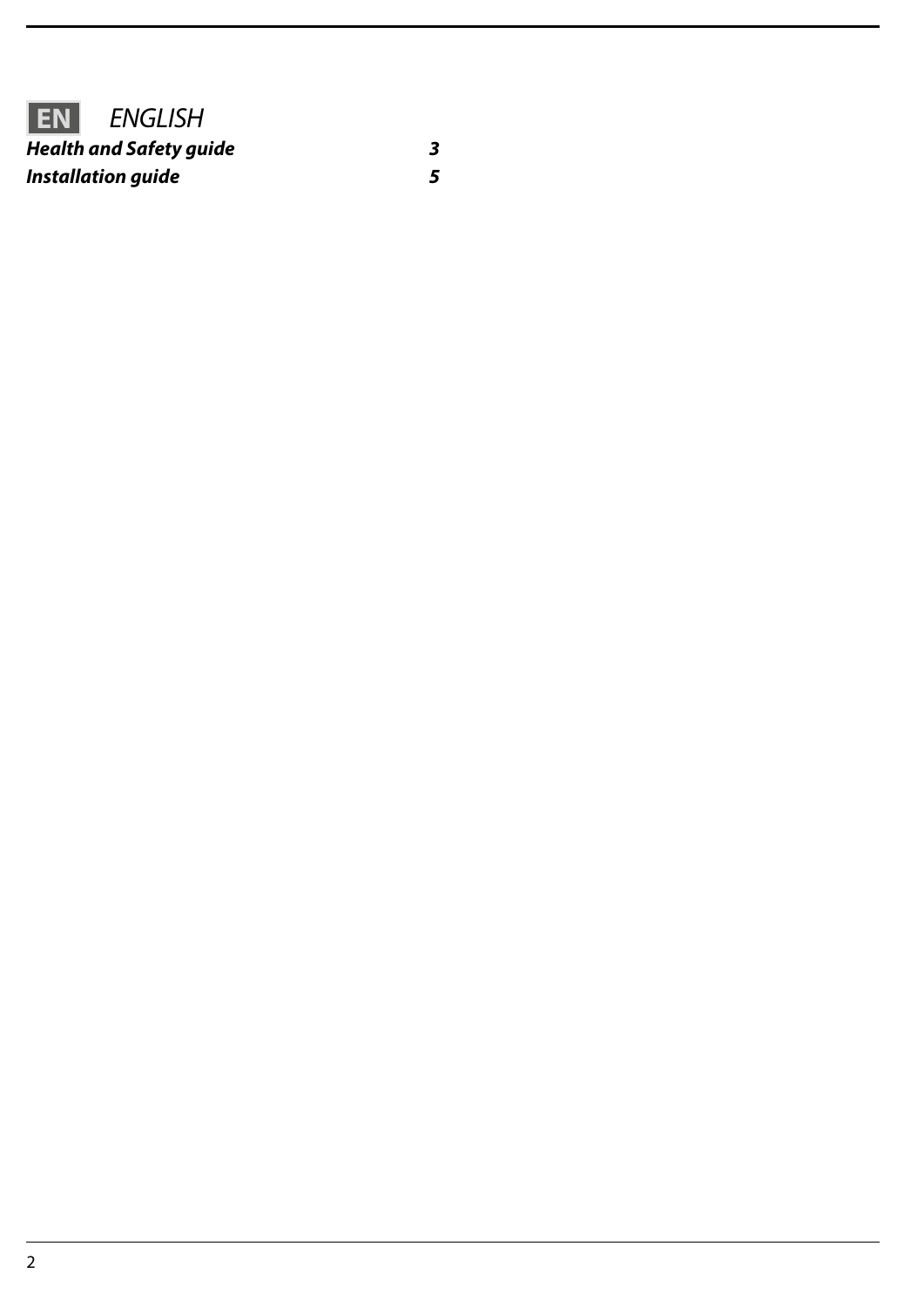**EN** *ENGLISH*

| | |
|---|---|
| ***Health and Safety guide*** | ***3*** |
| ***Installation guide*** | ***5*** |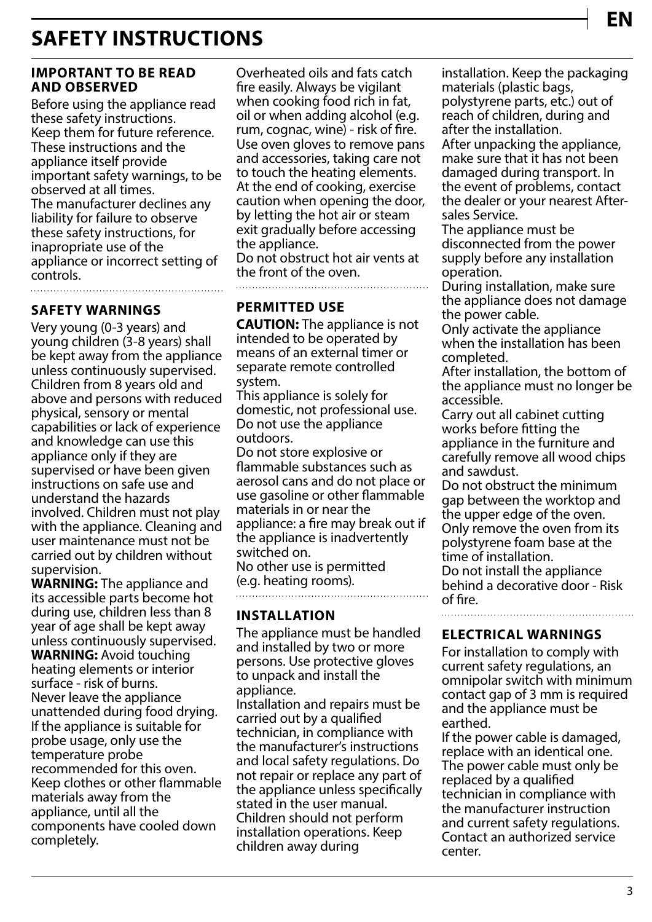# SAFETY INSTRUCTIONS

### IMPORTANT TO BE READ AND OBSERVED

Before using the appliance read these safety instructions. Keep them for future reference. These instructions and the appliance itself provide important safety warnings, to be observed at all times. The manufacturer declines any liability for failure to observe these safety instructions, for inapropriate use of the appliance or incorrect setting of controls.

### SAFETY WARNINGS

Very young (0-3 years) and young children (3-8 years) shall be kept away from the appliance unless continuously supervised. Children from 8 years old and above and persons with reduced physical, sensory or mental capabilities or lack of experience and knowledge can use this appliance only if they are supervised or have been given instructions on safe use and understand the hazards involved. Children must not play with the appliance. Cleaning and user maintenance must not be carried out by children without supervision.

**WARNING:** The appliance and its accessible parts become hot during use, children less than 8 year of age shall be kept away unless continuously supervised.

**WARNING:** Avoid touching heating elements or interior surface - risk of burns.

Never leave the appliance unattended during food drying. If the appliance is suitable for probe usage, only use the temperature probe recommended for this oven.

Keep clothes or other flammable materials away from the appliance, until all the components have cooled down completely.

Overheated oils and fats catch fire easily. Always be vigilant when cooking food rich in fat, oil or when adding alcohol (e.g. rum, cognac, wine) - risk of fire.

Use oven gloves to remove pans and accessories, taking care not to touch the heating elements.

At the end of cooking, exercise caution when opening the door, by letting the hot air or steam exit gradually before accessing the appliance.

Do not obstruct hot air vents at the front of the oven.

### PERMITTED USE

**CAUTION:** The appliance is not intended to be operated by means of an external timer or separate remote controlled system.

This appliance is solely for domestic, not professional use. Do not use the appliance outdoors.

Do not store explosive or flammable substances such as aerosol cans and do not place or use gasoline or other flammable materials in or near the appliance: a fire may break out if the appliance is inadvertently switched on.

No other use is permitted (e.g. heating rooms).

### INSTALLATION

The appliance must be handled and installed by two or more persons. Use protective gloves to unpack and install the appliance.

Installation and repairs must be carried out by a qualified technician, in compliance with the manufacturer's instructions and local safety regulations. Do not repair or replace any part of the appliance unless specifically stated in the user manual.

Children should not perform installation operations. Keep children away during installation. Keep the packaging materials (plastic bags, polystyrene parts, etc.) out of reach of children, during and after the installation.

After unpacking the appliance, make sure that it has not been damaged during transport. In the event of problems, contact the dealer or your nearest After-sales Service.

The appliance must be disconnected from the power supply before any installation operation.

During installation, make sure the appliance does not damage the power cable.

Only activate the appliance when the installation has been completed.

After installation, the bottom of the appliance must no longer be accessible.

Carry out all cabinet cutting works before fitting the appliance in the furniture and carefully remove all wood chips and sawdust.

Do not obstruct the minimum gap between the worktop and the upper edge of the oven.

Only remove the oven from its polystyrene foam base at the time of installation.

Do not install the appliance behind a decorative door - Risk of fire.

### ELECTRICAL WARNINGS

For installation to comply with current safety regulations, an omnipolar switch with minimum contact gap of 3 mm is required and the appliance must be earthed.

If the power cable is damaged, replace with an identical one. The power cable must only be replaced by a qualified technician in compliance with the manufacturer instruction and current safety regulations. Contact an authorized service center.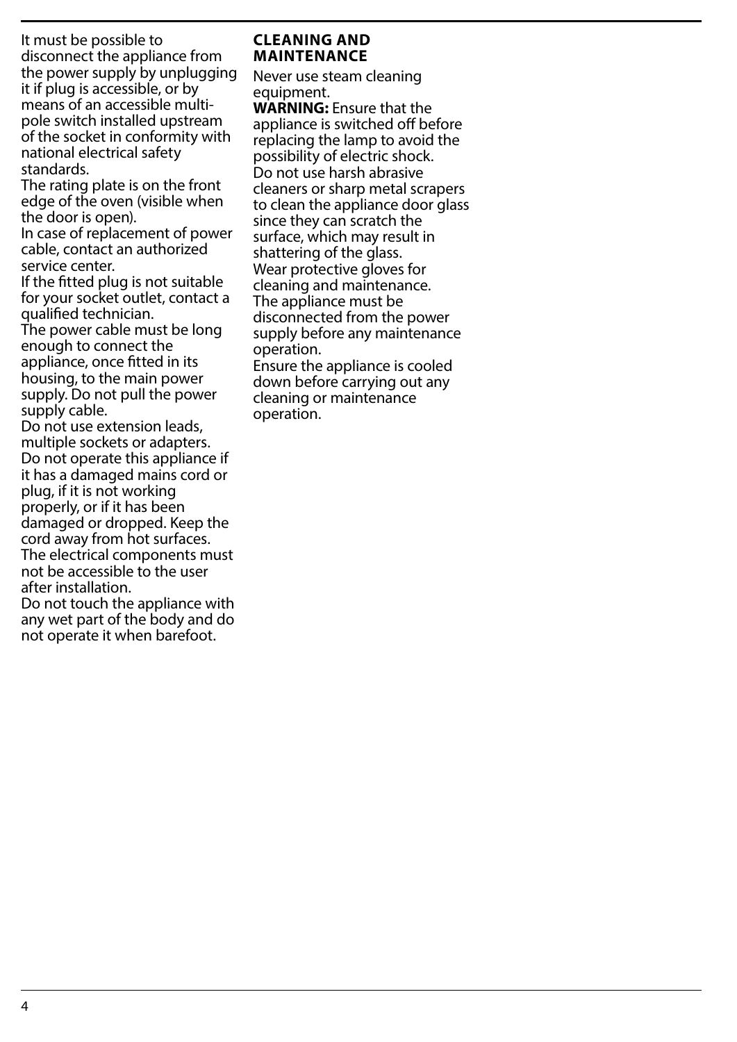It must be possible to disconnect the appliance from the power supply by unplugging it if plug is accessible, or by means of an accessible multi-pole switch installed upstream of the socket in conformity with national electrical safety standards.

The rating plate is on the front edge of the oven (visible when the door is open).

In case of replacement of power cable, contact an authorized service center.

If the fitted plug is not suitable for your socket outlet, contact a qualified technician.

The power cable must be long enough to connect the appliance, once fitted in its housing, to the main power supply. Do not pull the power supply cable.

Do not use extension leads, multiple sockets or adapters.

Do not operate this appliance if it has a damaged mains cord or plug, if it is not working properly, or if it has been damaged or dropped. Keep the cord away from hot surfaces.

The electrical components must not be accessible to the user after installation.

Do not touch the appliance with any wet part of the body and do not operate it when barefoot.

## CLEANING AND MAINTENANCE

Never use steam cleaning equipment.

**WARNING:** Ensure that the appliance is switched off before replacing the lamp to avoid the possibility of electric shock.

Do not use harsh abrasive cleaners or sharp metal scrapers to clean the appliance door glass since they can scratch the surface, which may result in shattering of the glass.

Wear protective gloves for cleaning and maintenance.

The appliance must be disconnected from the power supply before any maintenance operation.

Ensure the appliance is cooled down before carrying out any cleaning or maintenance operation.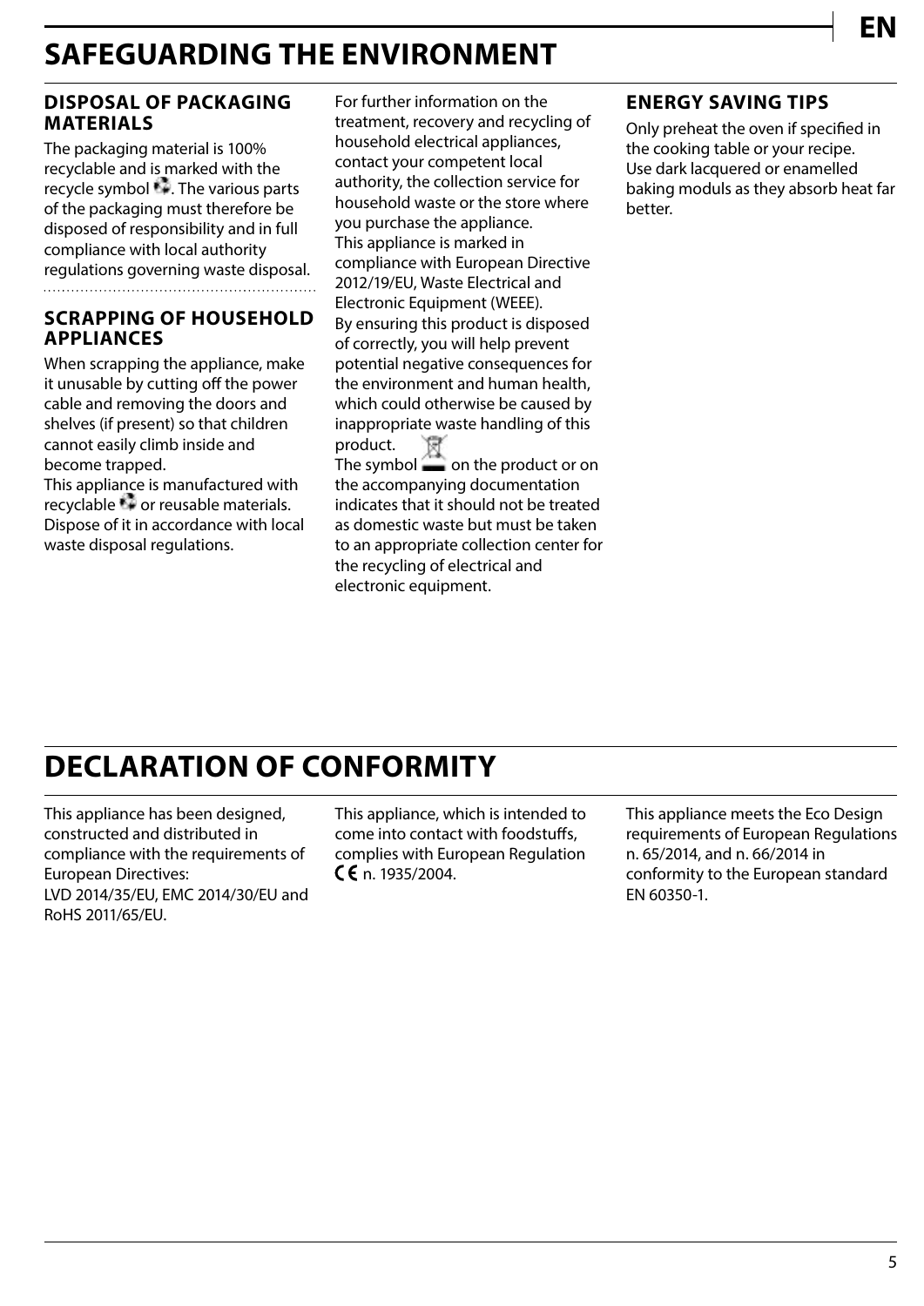# SAFEGUARDING THE ENVIRONMENT

### DISPOSAL OF PACKAGING MATERIALS

The packaging material is 100% recyclable and is marked with the recycle symbol ♻. The various parts of the packaging must therefore be disposed of responsibility and in full compliance with local authority regulations governing waste disposal.

### SCRAPPING OF HOUSEHOLD APPLIANCES

When scrapping the appliance, make it unusable by cutting off the power cable and removing the doors and shelves (if present) so that children cannot easily climb inside and become trapped.
This appliance is manufactured with recyclable ♻ or reusable materials. Dispose of it in accordance with local waste disposal regulations.

For further information on the treatment, recovery and recycling of household electrical appliances, contact your competent local authority, the collection service for household waste or the store where you purchase the appliance.
This appliance is marked in compliance with European Directive 2012/19/EU, Waste Electrical and Electronic Equipment (WEEE).
By ensuring this product is disposed of correctly, you will help prevent potential negative consequences for the environment and human health, which could otherwise be caused by inappropriate waste handling of this product.
The symbol on the product or on the accompanying documentation indicates that it should not be treated as domestic waste but must be taken to an appropriate collection center for the recycling of electrical and electronic equipment.

### ENERGY SAVING TIPS

Only preheat the oven if specified in the cooking table or your recipe.
Use dark lacquered or enamelled baking moduls as they absorb heat far better.

# DECLARATION OF CONFORMITY

This appliance has been designed, constructed and distributed in compliance with the requirements of European Directives:
LVD 2014/35/EU, EMC 2014/30/EU and RoHS 2011/65/EU.

This appliance, which is intended to come into contact with foodstuffs, complies with European Regulation CE n. 1935/2004.

This appliance meets the Eco Design requirements of European Regulations n. 65/2014, and n. 66/2014 in conformity to the European standard EN 60350-1.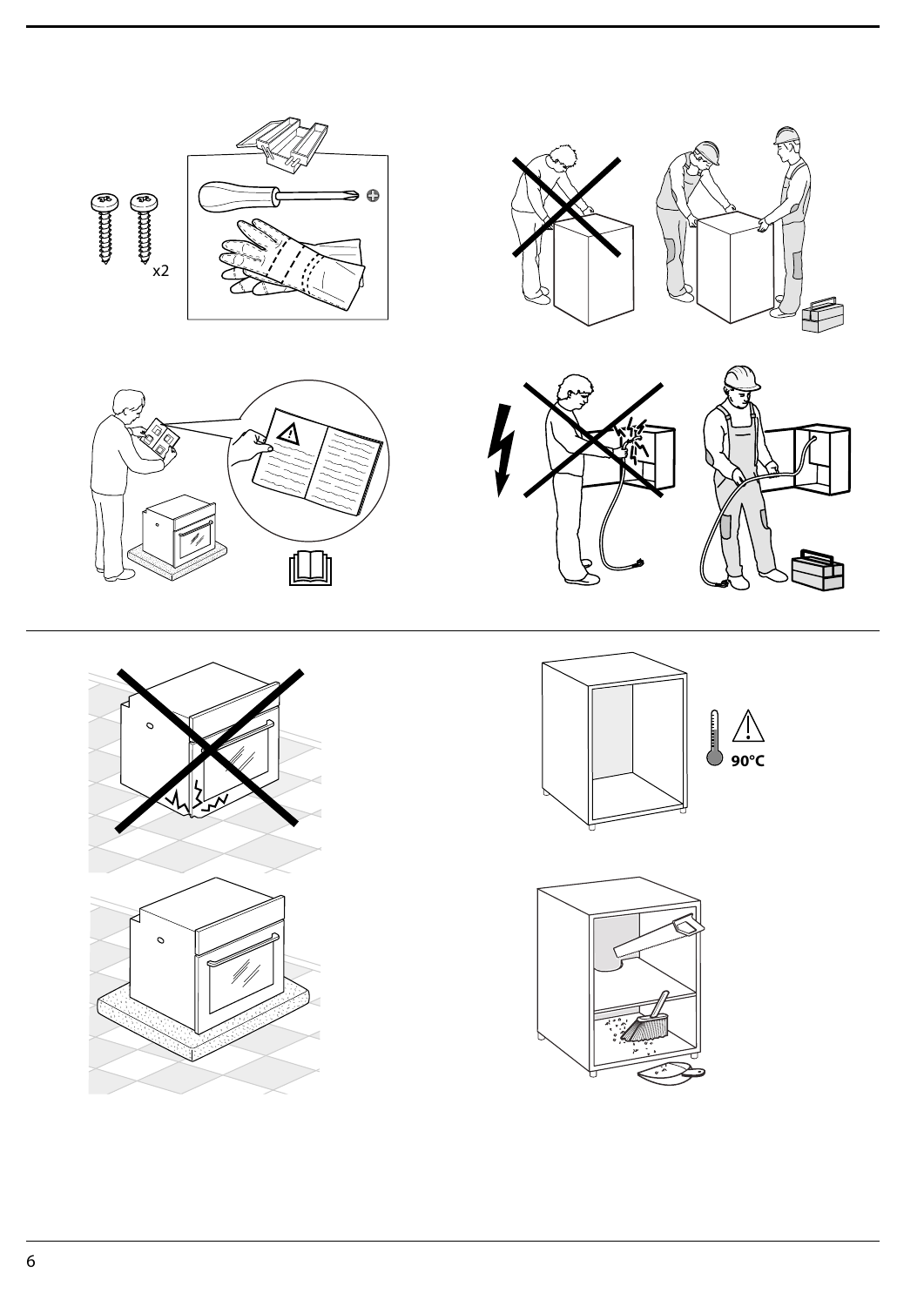x2

90°C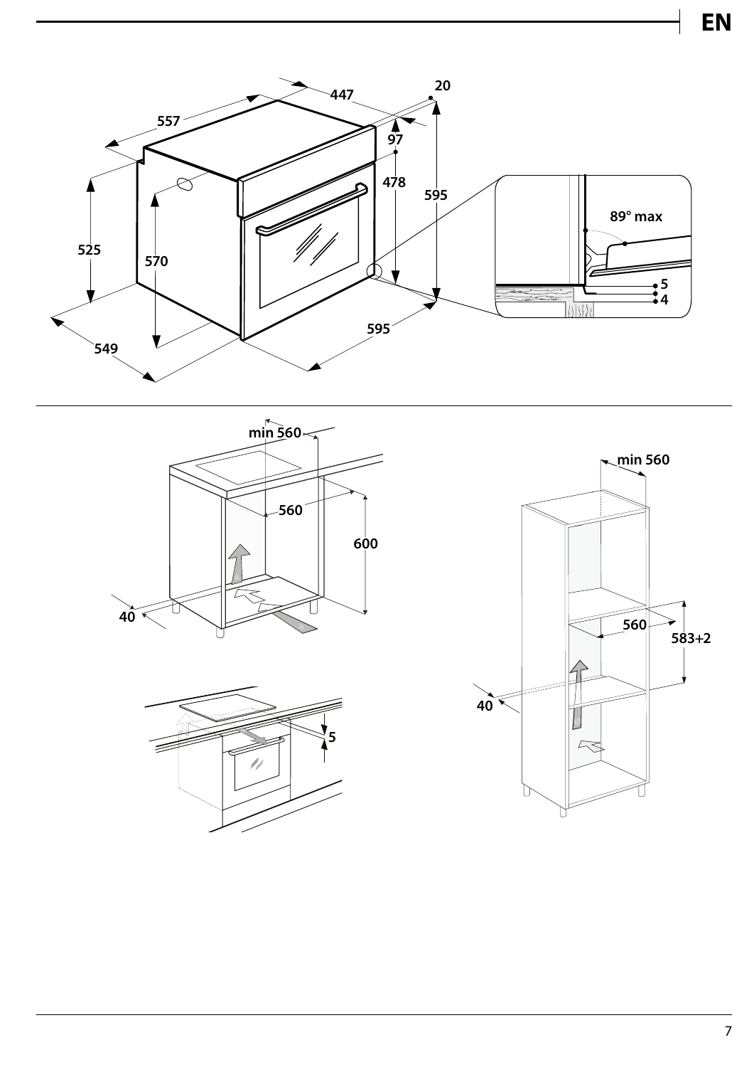447

20

557

97

478

595

525

570

89° max

5

4

595

549

min 560

560

600

40

5

min 560

560

583+2

40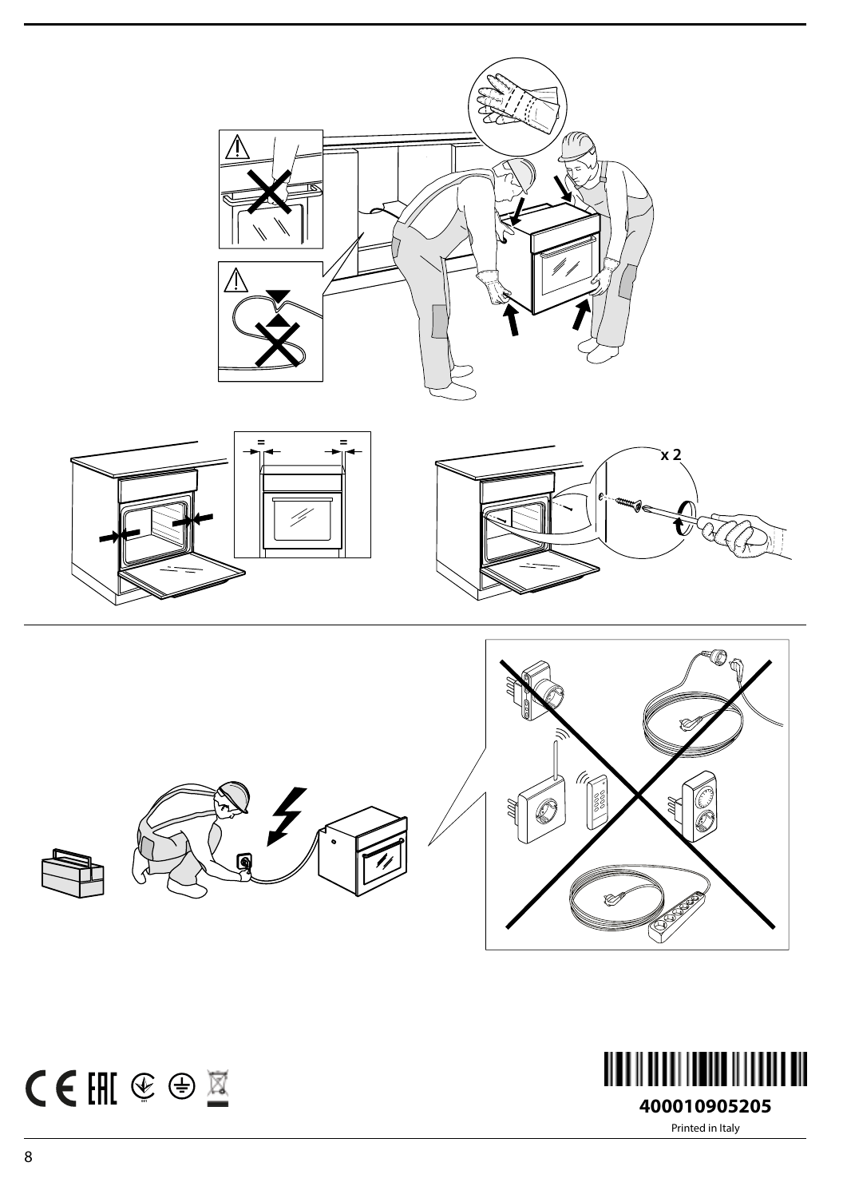x 2

400010905205

Printed in Italy